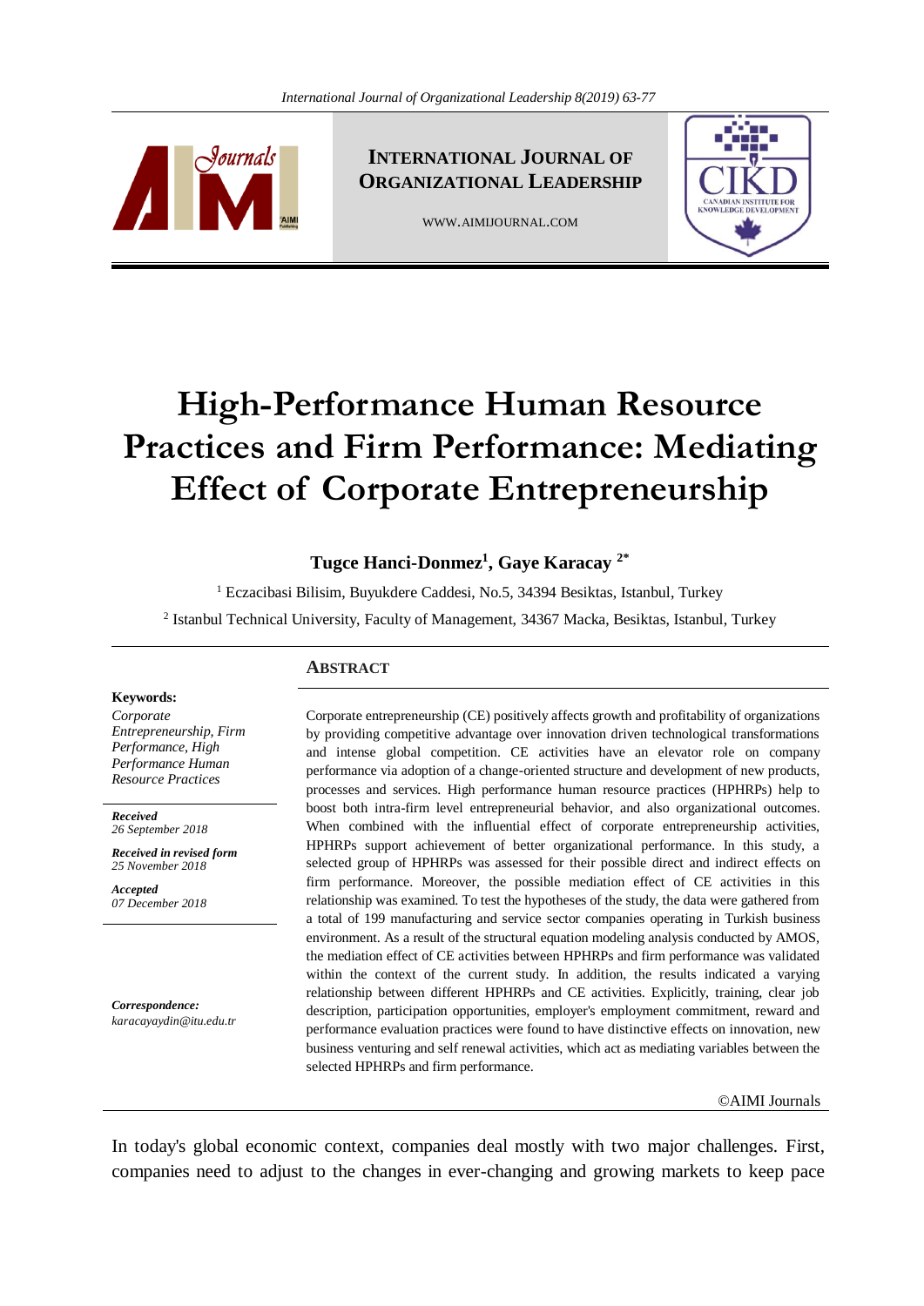# High-Performance Human Resource Practices and Firm Performance: Mediating Effect of Corporate Entrepreneurship

**Tugce Hanci-Donmez[1], Gaye Karacay [2*]**

[1] Eczacibasi Bilisim, Buyukdere Caddesi, No.5, 34394 Besiktas, Istanbul, Turkey

[2] Istanbul Technical University, Faculty of Management, 34367 Macka, Besiktas, Istanbul, Turkey

**Keywords:**
*Corporate Entrepreneurship, Firm Performance, High Performance Human Resource Practices*

***Received***
*26 September 2018*

***Received in revised form***
*25 November 2018*

***Accepted***
*07 December 2018*

***Correspondence:***
*karacayaydin@itu.edu.tr*

## ABSTRACT

Corporate entrepreneurship (CE) positively affects growth and profitability of organizations by providing competitive advantage over innovation driven technological transformations and intense global competition. CE activities have an elevator role on company performance via adoption of a change-oriented structure and development of new products, processes and services. High performance human resource practices (HPHRPs) help to boost both intra-firm level entrepreneurial behavior, and also organizational outcomes. When combined with the influential effect of corporate entrepreneurship activities, HPHRPs support achievement of better organizational performance. In this study, a selected group of HPHRPs was assessed for their possible direct and indirect effects on firm performance. Moreover, the possible mediation effect of CE activities in this relationship was examined. To test the hypotheses of the study, the data were gathered from a total of 199 manufacturing and service sector companies operating in Turkish business environment. As a result of the structural equation modeling analysis conducted by AMOS, the mediation effect of CE activities between HPHRPs and firm performance was validated within the context of the current study. In addition, the results indicated a varying relationship between different HPHRPs and CE activities. Explicitly, training, clear job description, participation opportunities, employer's employment commitment, reward and performance evaluation practices were found to have distinctive effects on innovation, new business venturing and self renewal activities, which act as mediating variables between the selected HPHRPs and firm performance.

©AIMI Journals

In today's global economic context, companies deal mostly with two major challenges. First, companies need to adjust to the changes in ever-changing and growing markets to keep pace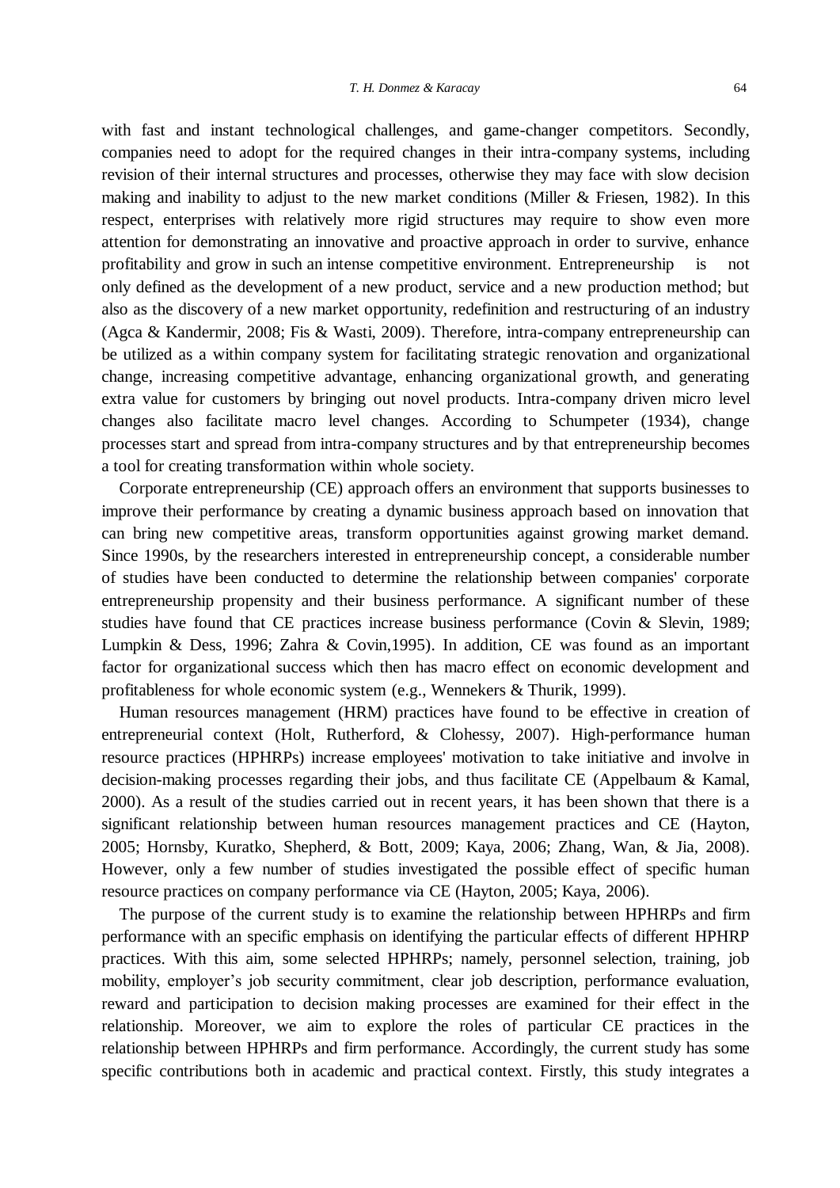with fast and instant technological challenges, and game-changer competitors. Secondly, companies need to adopt for the required changes in their intra-company systems, including revision of their internal structures and processes, otherwise they may face with slow decision making and inability to adjust to the new market conditions (Miller & Friesen, 1982). In this respect, enterprises with relatively more rigid structures may require to show even more attention for demonstrating an innovative and proactive approach in order to survive, enhance profitability and grow in such an intense competitive environment. Entrepreneurship is not only defined as the development of a new product, service and a new production method; but also as the discovery of a new market opportunity, redefinition and restructuring of an industry (Agca & Kandermir, 2008; Fis & Wasti, 2009). Therefore, intra-company entrepreneurship can be utilized as a within company system for facilitating strategic renovation and organizational change, increasing competitive advantage, enhancing organizational growth, and generating extra value for customers by bringing out novel products. Intra-company driven micro level changes also facilitate macro level changes. According to Schumpeter (1934), change processes start and spread from intra-company structures and by that entrepreneurship becomes a tool for creating transformation within whole society.

Corporate entrepreneurship (CE) approach offers an environment that supports businesses to improve their performance by creating a dynamic business approach based on innovation that can bring new competitive areas, transform opportunities against growing market demand. Since 1990s, by the researchers interested in entrepreneurship concept, a considerable number of studies have been conducted to determine the relationship between companies' corporate entrepreneurship propensity and their business performance. A significant number of these studies have found that CE practices increase business performance (Covin & Slevin, 1989; Lumpkin & Dess, 1996; Zahra & Covin,1995). In addition, CE was found as an important factor for organizational success which then has macro effect on economic development and profitableness for whole economic system (e.g., Wennekers & Thurik, 1999).

Human resources management (HRM) practices have found to be effective in creation of entrepreneurial context (Holt, Rutherford, & Clohessy, 2007). High-performance human resource practices (HPHRPs) increase employees' motivation to take initiative and involve in decision-making processes regarding their jobs, and thus facilitate CE (Appelbaum & Kamal, 2000). As a result of the studies carried out in recent years, it has been shown that there is a significant relationship between human resources management practices and CE (Hayton, 2005; Hornsby, Kuratko, Shepherd, & Bott, 2009; Kaya, 2006; Zhang, Wan, & Jia, 2008). However, only a few number of studies investigated the possible effect of specific human resource practices on company performance via CE (Hayton, 2005; Kaya, 2006).

The purpose of the current study is to examine the relationship between HPHRPs and firm performance with an specific emphasis on identifying the particular effects of different HPHRP practices. With this aim, some selected HPHRPs; namely, personnel selection, training, job mobility, employer's job security commitment, clear job description, performance evaluation, reward and participation to decision making processes are examined for their effect in the relationship. Moreover, we aim to explore the roles of particular CE practices in the relationship between HPHRPs and firm performance. Accordingly, the current study has some specific contributions both in academic and practical context. Firstly, this study integrates a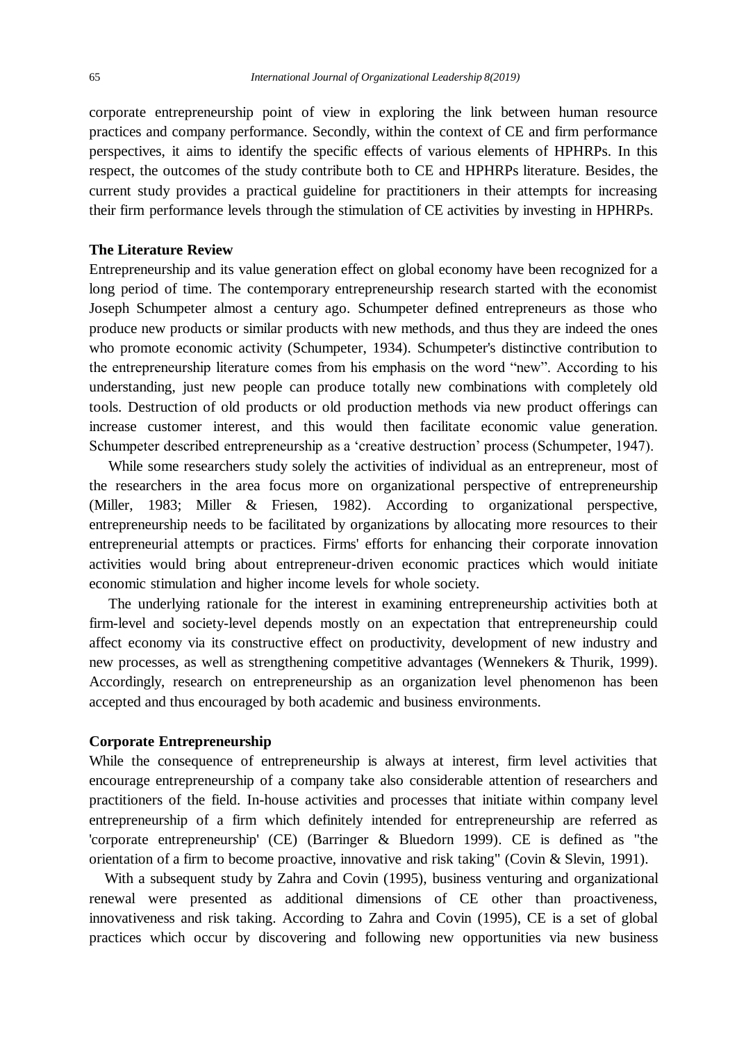corporate entrepreneurship point of view in exploring the link between human resource practices and company performance. Secondly, within the context of CE and firm performance perspectives, it aims to identify the specific effects of various elements of HPHRPs. In this respect, the outcomes of the study contribute both to CE and HPHRPs literature. Besides, the current study provides a practical guideline for practitioners in their attempts for increasing their firm performance levels through the stimulation of CE activities by investing in HPHRPs.

## The Literature Review

Entrepreneurship and its value generation effect on global economy have been recognized for a long period of time. The contemporary entrepreneurship research started with the economist Joseph Schumpeter almost a century ago. Schumpeter defined entrepreneurs as those who produce new products or similar products with new methods, and thus they are indeed the ones who promote economic activity (Schumpeter, 1934). Schumpeter's distinctive contribution to the entrepreneurship literature comes from his emphasis on the word "new". According to his understanding, just new people can produce totally new combinations with completely old tools. Destruction of old products or old production methods via new product offerings can increase customer interest, and this would then facilitate economic value generation. Schumpeter described entrepreneurship as a 'creative destruction' process (Schumpeter, 1947).

While some researchers study solely the activities of individual as an entrepreneur, most of the researchers in the area focus more on organizational perspective of entrepreneurship (Miller, 1983; Miller & Friesen, 1982). According to organizational perspective, entrepreneurship needs to be facilitated by organizations by allocating more resources to their entrepreneurial attempts or practices. Firms' efforts for enhancing their corporate innovation activities would bring about entrepreneur-driven economic practices which would initiate economic stimulation and higher income levels for whole society.

The underlying rationale for the interest in examining entrepreneurship activities both at firm-level and society-level depends mostly on an expectation that entrepreneurship could affect economy via its constructive effect on productivity, development of new industry and new processes, as well as strengthening competitive advantages (Wennekers & Thurik, 1999). Accordingly, research on entrepreneurship as an organization level phenomenon has been accepted and thus encouraged by both academic and business environments.

## Corporate Entrepreneurship

While the consequence of entrepreneurship is always at interest, firm level activities that encourage entrepreneurship of a company take also considerable attention of researchers and practitioners of the field. In-house activities and processes that initiate within company level entrepreneurship of a firm which definitely intended for entrepreneurship are referred as 'corporate entrepreneurship' (CE) (Barringer & Bluedorn 1999). CE is defined as "the orientation of a firm to become proactive, innovative and risk taking" (Covin & Slevin, 1991).

With a subsequent study by Zahra and Covin (1995), business venturing and organizational renewal were presented as additional dimensions of CE other than proactiveness, innovativeness and risk taking. According to Zahra and Covin (1995), CE is a set of global practices which occur by discovering and following new opportunities via new business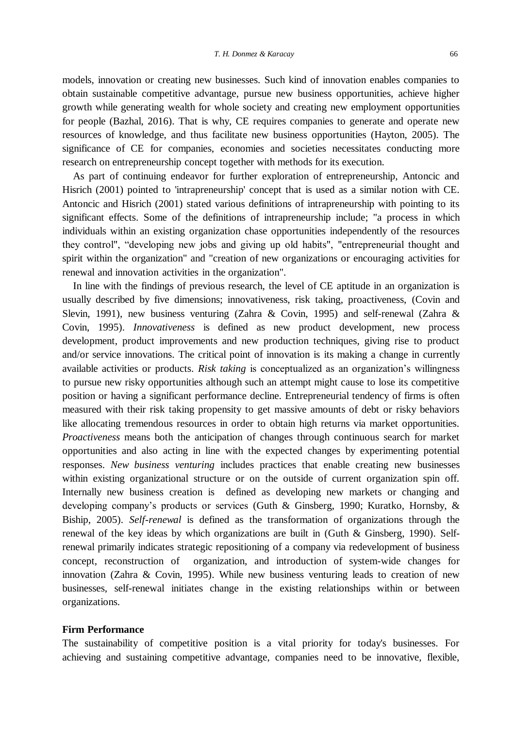models, innovation or creating new businesses. Such kind of innovation enables companies to obtain sustainable competitive advantage, pursue new business opportunities, achieve higher growth while generating wealth for whole society and creating new employment opportunities for people (Bazhal, 2016). That is why, CE requires companies to generate and operate new resources of knowledge, and thus facilitate new business opportunities (Hayton, 2005). The significance of CE for companies, economies and societies necessitates conducting more research on entrepreneurship concept together with methods for its execution.

As part of continuing endeavor for further exploration of entrepreneurship, Antoncic and Hisrich (2001) pointed to 'intrapreneurship' concept that is used as a similar notion with CE. Antoncic and Hisrich (2001) stated various definitions of intrapreneurship with pointing to its significant effects. Some of the definitions of intrapreneurship include; "a process in which individuals within an existing organization chase opportunities independently of the resources they control", "developing new jobs and giving up old habits", "entrepreneurial thought and spirit within the organization" and "creation of new organizations or encouraging activities for renewal and innovation activities in the organization".

In line with the findings of previous research, the level of CE aptitude in an organization is usually described by five dimensions; innovativeness, risk taking, proactiveness, (Covin and Slevin, 1991), new business venturing (Zahra & Covin, 1995) and self-renewal (Zahra & Covin, 1995). *Innovativeness* is defined as new product development, new process development, product improvements and new production techniques, giving rise to product and/or service innovations. The critical point of innovation is its making a change in currently available activities or products. *Risk taking* is conceptualized as an organization's willingness to pursue new risky opportunities although such an attempt might cause to lose its competitive position or having a significant performance decline. Entrepreneurial tendency of firms is often measured with their risk taking propensity to get massive amounts of debt or risky behaviors like allocating tremendous resources in order to obtain high returns via market opportunities. *Proactiveness* means both the anticipation of changes through continuous search for market opportunities and also acting in line with the expected changes by experimenting potential responses. *New business venturing* includes practices that enable creating new businesses within existing organizational structure or on the outside of current organization spin off. Internally new business creation is defined as developing new markets or changing and developing company's products or services (Guth & Ginsberg, 1990; Kuratko, Hornsby, & Biship, 2005). *Self-renewal* is defined as the transformation of organizations through the renewal of the key ideas by which organizations are built in (Guth & Ginsberg, 1990). Self-renewal primarily indicates strategic repositioning of a company via redevelopment of business concept, reconstruction of organization, and introduction of system-wide changes for innovation (Zahra & Covin, 1995). While new business venturing leads to creation of new businesses, self-renewal initiates change in the existing relationships within or between organizations.

**Firm Performance**

The sustainability of competitive position is a vital priority for today's businesses. For achieving and sustaining competitive advantage, companies need to be innovative, flexible,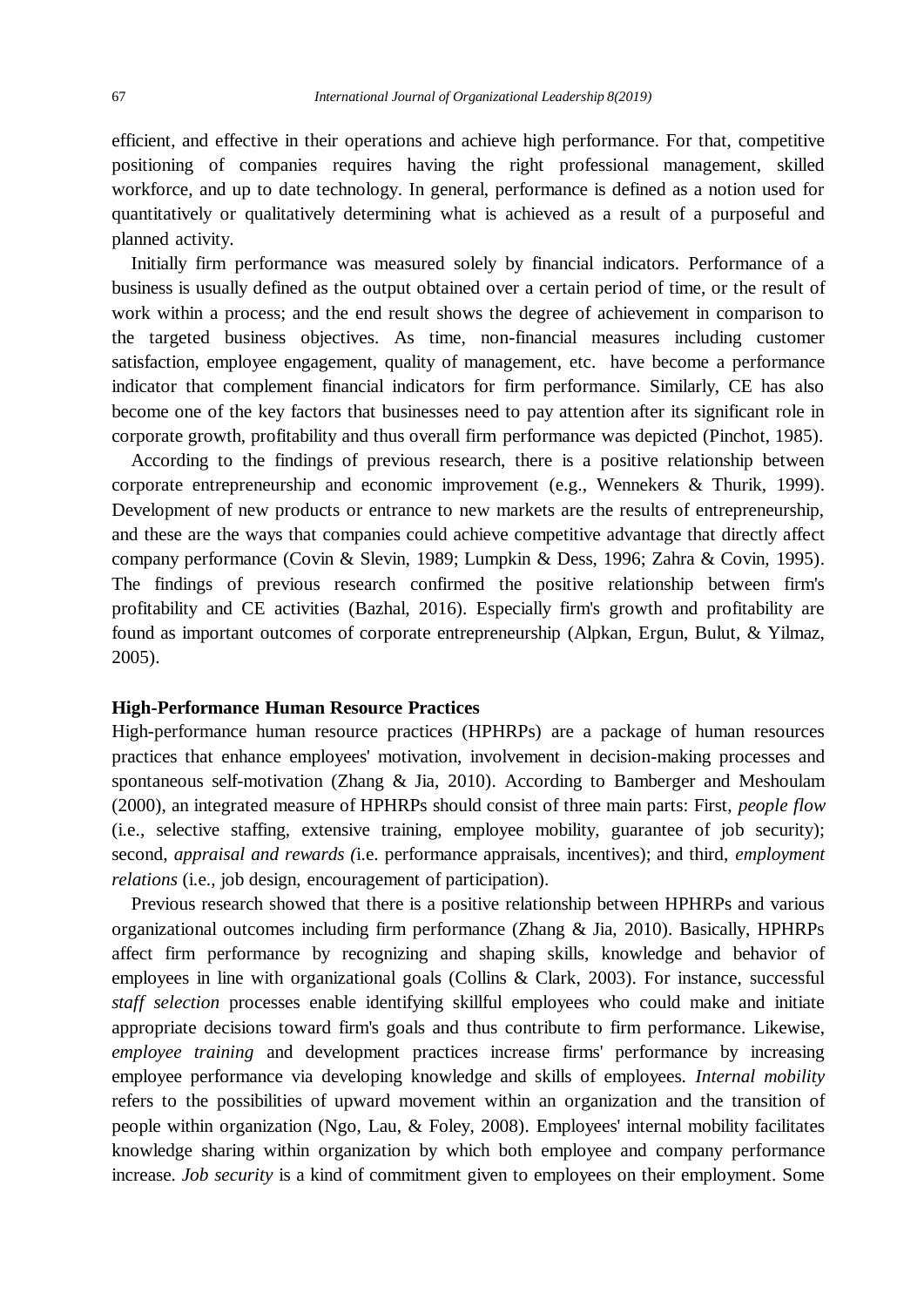efficient, and effective in their operations and achieve high performance. For that, competitive positioning of companies requires having the right professional management, skilled workforce, and up to date technology. In general, performance is defined as a notion used for quantitatively or qualitatively determining what is achieved as a result of a purposeful and planned activity.

Initially firm performance was measured solely by financial indicators. Performance of a business is usually defined as the output obtained over a certain period of time, or the result of work within a process; and the end result shows the degree of achievement in comparison to the targeted business objectives. As time, non-financial measures including customer satisfaction, employee engagement, quality of management, etc. have become a performance indicator that complement financial indicators for firm performance. Similarly, CE has also become one of the key factors that businesses need to pay attention after its significant role in corporate growth, profitability and thus overall firm performance was depicted (Pinchot, 1985).

According to the findings of previous research, there is a positive relationship between corporate entrepreneurship and economic improvement (e.g., Wennekers & Thurik, 1999). Development of new products or entrance to new markets are the results of entrepreneurship, and these are the ways that companies could achieve competitive advantage that directly affect company performance (Covin & Slevin, 1989; Lumpkin & Dess, 1996; Zahra & Covin, 1995). The findings of previous research confirmed the positive relationship between firm's profitability and CE activities (Bazhal, 2016). Especially firm's growth and profitability are found as important outcomes of corporate entrepreneurship (Alpkan, Ergun, Bulut, & Yilmaz, 2005).

**High-Performance Human Resource Practices**

High-performance human resource practices (HPHRPs) are a package of human resources practices that enhance employees' motivation, involvement in decision-making processes and spontaneous self-motivation (Zhang & Jia, 2010). According to Bamberger and Meshoulam (2000), an integrated measure of HPHRPs should consist of three main parts: First, *people flow* (i.e., selective staffing, extensive training, employee mobility, guarantee of job security); second, *appraisal and rewards (*i.e. performance appraisals, incentives); and third, *employment relations* (i.e., job design, encouragement of participation).

Previous research showed that there is a positive relationship between HPHRPs and various organizational outcomes including firm performance (Zhang & Jia, 2010). Basically, HPHRPs affect firm performance by recognizing and shaping skills, knowledge and behavior of employees in line with organizational goals (Collins & Clark, 2003). For instance, successful *staff selection* processes enable identifying skillful employees who could make and initiate appropriate decisions toward firm's goals and thus contribute to firm performance. Likewise, *employee training* and development practices increase firms' performance by increasing employee performance via developing knowledge and skills of employees. *Internal mobility* refers to the possibilities of upward movement within an organization and the transition of people within organization (Ngo, Lau, & Foley, 2008). Employees' internal mobility facilitates knowledge sharing within organization by which both employee and company performance increase. *Job security* is a kind of commitment given to employees on their employment. Some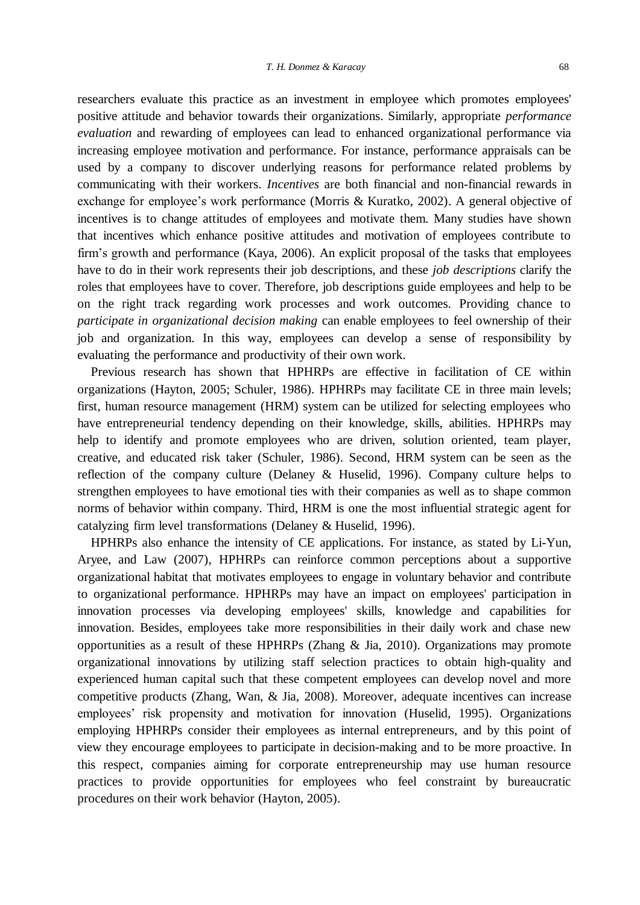researchers evaluate this practice as an investment in employee which promotes employees' positive attitude and behavior towards their organizations. Similarly, appropriate *performance evaluation* and rewarding of employees can lead to enhanced organizational performance via increasing employee motivation and performance. For instance, performance appraisals can be used by a company to discover underlying reasons for performance related problems by communicating with their workers. *Incentives* are both financial and non-financial rewards in exchange for employee's work performance (Morris & Kuratko, 2002). A general objective of incentives is to change attitudes of employees and motivate them. Many studies have shown that incentives which enhance positive attitudes and motivation of employees contribute to firm's growth and performance (Kaya, 2006). An explicit proposal of the tasks that employees have to do in their work represents their job descriptions, and these *job descriptions* clarify the roles that employees have to cover. Therefore, job descriptions guide employees and help to be on the right track regarding work processes and work outcomes. Providing chance to *participate in organizational decision making* can enable employees to feel ownership of their job and organization. In this way, employees can develop a sense of responsibility by evaluating the performance and productivity of their own work.

Previous research has shown that HPHRPs are effective in facilitation of CE within organizations (Hayton, 2005; Schuler, 1986). HPHRPs may facilitate CE in three main levels; first, human resource management (HRM) system can be utilized for selecting employees who have entrepreneurial tendency depending on their knowledge, skills, abilities. HPHRPs may help to identify and promote employees who are driven, solution oriented, team player, creative, and educated risk taker (Schuler, 1986). Second, HRM system can be seen as the reflection of the company culture (Delaney & Huselid, 1996). Company culture helps to strengthen employees to have emotional ties with their companies as well as to shape common norms of behavior within company. Third, HRM is one the most influential strategic agent for catalyzing firm level transformations (Delaney & Huselid, 1996).

HPHRPs also enhance the intensity of CE applications. For instance, as stated by Li-Yun, Aryee, and Law (2007), HPHRPs can reinforce common perceptions about a supportive organizational habitat that motivates employees to engage in voluntary behavior and contribute to organizational performance. HPHRPs may have an impact on employees' participation in innovation processes via developing employees' skills, knowledge and capabilities for innovation. Besides, employees take more responsibilities in their daily work and chase new opportunities as a result of these HPHRPs (Zhang & Jia, 2010). Organizations may promote organizational innovations by utilizing staff selection practices to obtain high-quality and experienced human capital such that these competent employees can develop novel and more competitive products (Zhang, Wan, & Jia, 2008). Moreover, adequate incentives can increase employees' risk propensity and motivation for innovation (Huselid, 1995). Organizations employing HPHRPs consider their employees as internal entrepreneurs, and by this point of view they encourage employees to participate in decision-making and to be more proactive. In this respect, companies aiming for corporate entrepreneurship may use human resource practices to provide opportunities for employees who feel constraint by bureaucratic procedures on their work behavior (Hayton, 2005).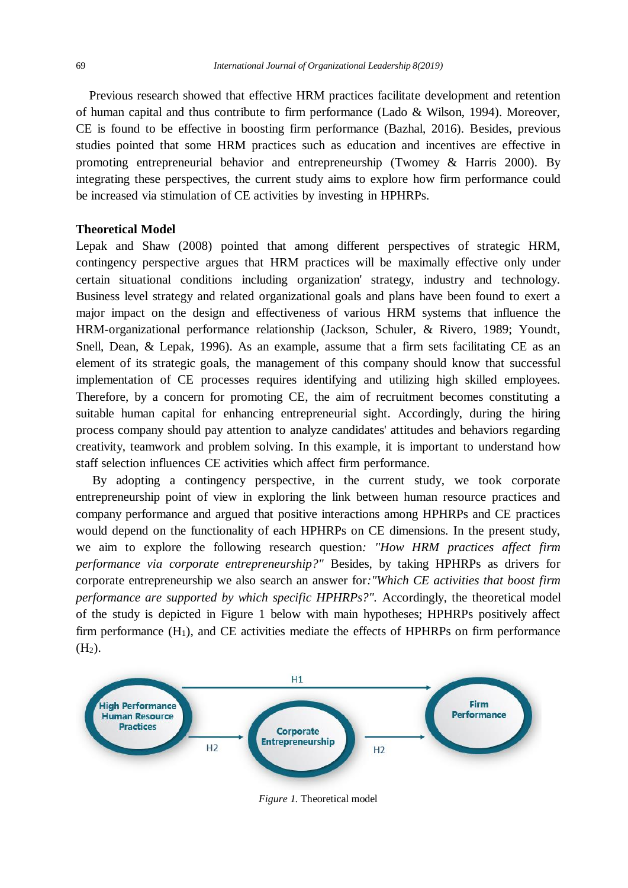Previous research showed that effective HRM practices facilitate development and retention of human capital and thus contribute to firm performance (Lado & Wilson, 1994). Moreover, CE is found to be effective in boosting firm performance (Bazhal, 2016). Besides, previous studies pointed that some HRM practices such as education and incentives are effective in promoting entrepreneurial behavior and entrepreneurship (Twomey & Harris 2000). By integrating these perspectives, the current study aims to explore how firm performance could be increased via stimulation of CE activities by investing in HPHRPs.

## Theoretical Model

Lepak and Shaw (2008) pointed that among different perspectives of strategic HRM, contingency perspective argues that HRM practices will be maximally effective only under certain situational conditions including organization' strategy, industry and technology. Business level strategy and related organizational goals and plans have been found to exert a major impact on the design and effectiveness of various HRM systems that influence the HRM-organizational performance relationship (Jackson, Schuler, & Rivero, 1989; Youndt, Snell, Dean, & Lepak, 1996). As an example, assume that a firm sets facilitating CE as an element of its strategic goals, the management of this company should know that successful implementation of CE processes requires identifying and utilizing high skilled employees. Therefore, by a concern for promoting CE, the aim of recruitment becomes constituting a suitable human capital for enhancing entrepreneurial sight. Accordingly, during the hiring process company should pay attention to analyze candidates' attitudes and behaviors regarding creativity, teamwork and problem solving. In this example, it is important to understand how staff selection influences CE activities which affect firm performance.

By adopting a contingency perspective, in the current study, we took corporate entrepreneurship point of view in exploring the link between human resource practices and company performance and argued that positive interactions among HPHRPs and CE practices would depend on the functionality of each HPHRPs on CE dimensions. In the present study, we aim to explore the following research question*: "How HRM practices affect firm performance via corporate entrepreneurship?"* Besides, by taking HPHRPs as drivers for corporate entrepreneurship we also search an answer for*:"Which CE activities that boost firm performance are supported by which specific HPHRPs?".* Accordingly, the theoretical model of the study is depicted in Figure 1 below with main hypotheses; HPHRPs positively affect firm performance ($H_1$), and CE activities mediate the effects of HPHRPs on firm performance ($H_2$).

*Figure 1.* Theoretical model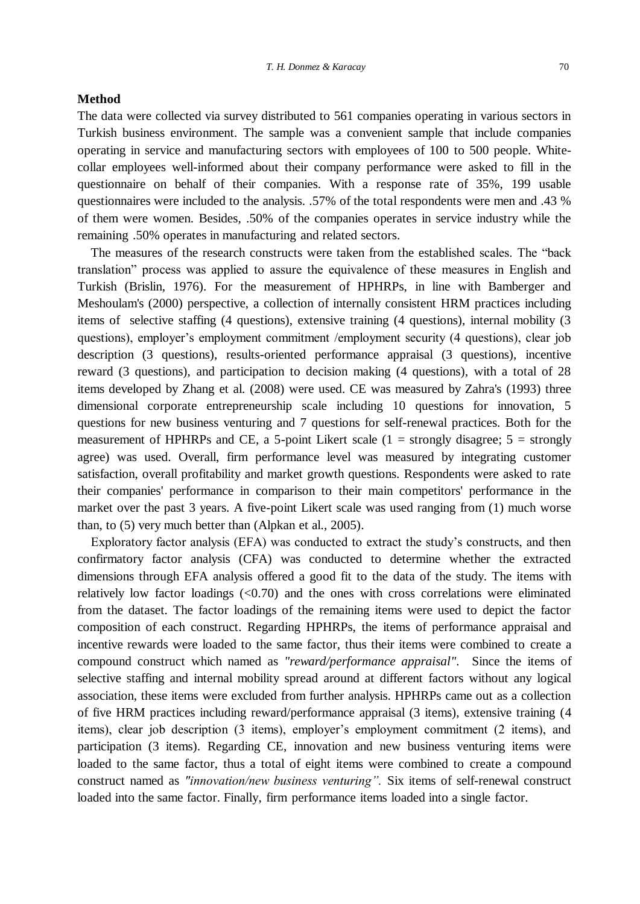## Method

The data were collected via survey distributed to 561 companies operating in various sectors in Turkish business environment. The sample was a convenient sample that include companies operating in service and manufacturing sectors with employees of 100 to 500 people. White-collar employees well-informed about their company performance were asked to fill in the questionnaire on behalf of their companies. With a response rate of 35%, 199 usable questionnaires were included to the analysis. .57% of the total respondents were men and .43 % of them were women. Besides, .50% of the companies operates in service industry while the remaining .50% operates in manufacturing and related sectors.

The measures of the research constructs were taken from the established scales. The "back translation" process was applied to assure the equivalence of these measures in English and Turkish (Brislin, 1976). For the measurement of HPHRPs, in line with Bamberger and Meshoulam's (2000) perspective, a collection of internally consistent HRM practices including items of selective staffing (4 questions), extensive training (4 questions), internal mobility (3 questions), employer's employment commitment /employment security (4 questions), clear job description (3 questions), results-oriented performance appraisal (3 questions), incentive reward (3 questions), and participation to decision making (4 questions), with a total of 28 items developed by Zhang et al. (2008) were used. CE was measured by Zahra's (1993) three dimensional corporate entrepreneurship scale including 10 questions for innovation, 5 questions for new business venturing and 7 questions for self-renewal practices. Both for the measurement of HPHRPs and CE, a 5-point Likert scale (1 = strongly disagree; 5 = strongly agree) was used. Overall, firm performance level was measured by integrating customer satisfaction, overall profitability and market growth questions. Respondents were asked to rate their companies' performance in comparison to their main competitors' performance in the market over the past 3 years. A five-point Likert scale was used ranging from (1) much worse than, to (5) very much better than (Alpkan et al., 2005).

Exploratory factor analysis (EFA) was conducted to extract the study's constructs, and then confirmatory factor analysis (CFA) was conducted to determine whether the extracted dimensions through EFA analysis offered a good fit to the data of the study. The items with relatively low factor loadings (<0.70) and the ones with cross correlations were eliminated from the dataset. The factor loadings of the remaining items were used to depict the factor composition of each construct. Regarding HPHRPs, the items of performance appraisal and incentive rewards were loaded to the same factor, thus their items were combined to create a compound construct which named as *"reward/performance appraisal"*. Since the items of selective staffing and internal mobility spread around at different factors without any logical association, these items were excluded from further analysis. HPHRPs came out as a collection of five HRM practices including reward/performance appraisal (3 items), extensive training (4 items), clear job description (3 items), employer's employment commitment (2 items), and participation (3 items). Regarding CE, innovation and new business venturing items were loaded to the same factor, thus a total of eight items were combined to create a compound construct named as *"innovation/new business venturing".* Six items of self-renewal construct loaded into the same factor. Finally, firm performance items loaded into a single factor.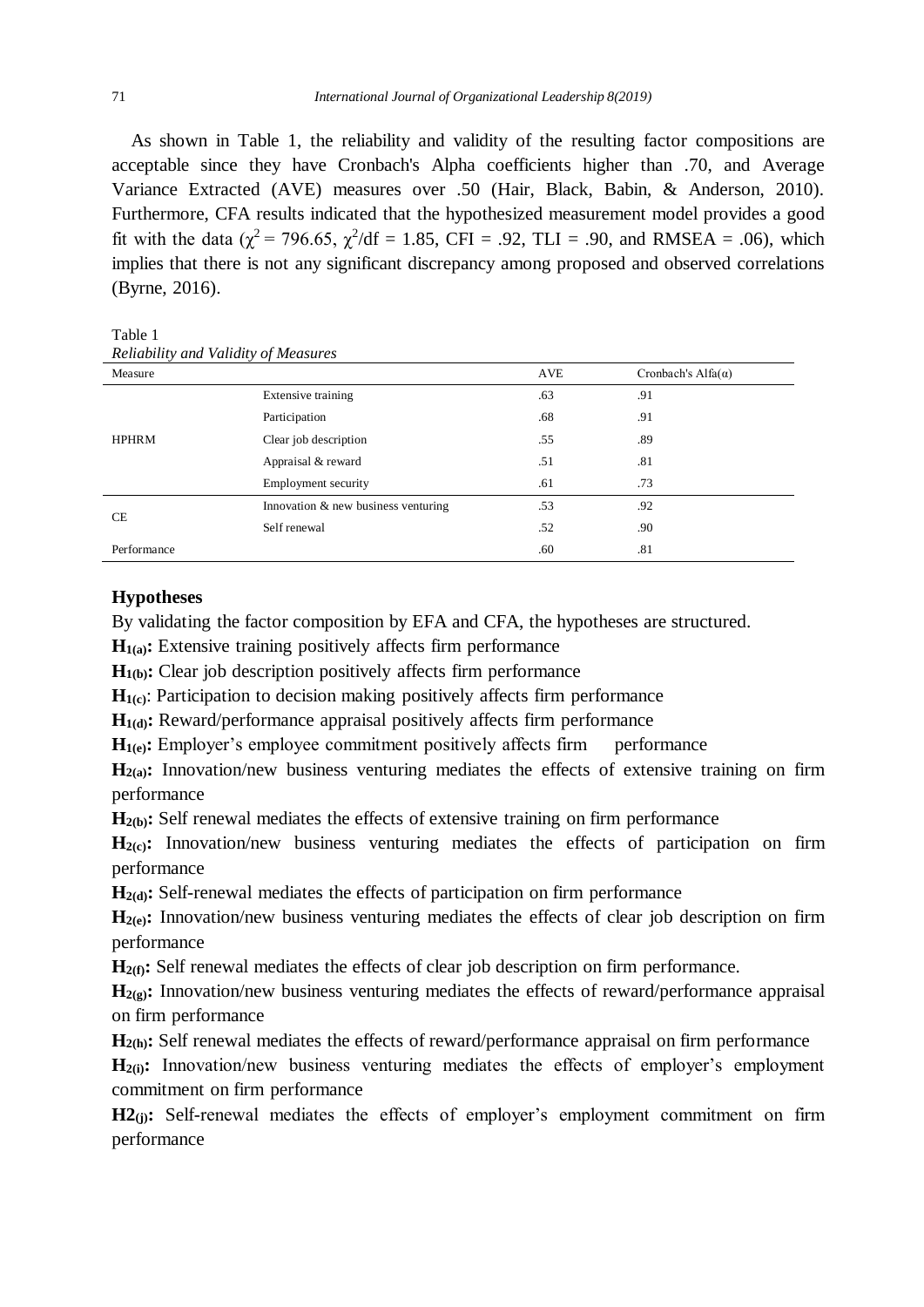As shown in Table 1, the reliability and validity of the resulting factor compositions are acceptable since they have Cronbach's Alpha coefficients higher than .70, and Average Variance Extracted (AVE) measures over .50 (Hair, Black, Babin, & Anderson, 2010). Furthermore, CFA results indicated that the hypothesized measurement model provides a good fit with the data ($\chi^2$ = 796.65, $\chi^2$/df = 1.85, CFI = .92, TLI = .90, and RMSEA = .06), which implies that there is not any significant discrepancy among proposed and observed correlations (Byrne, 2016).

Table 1

*Reliability and Validity of Measures*

| Measure | | AVE | Cronbach's Alfa(α) |
|---|---|---|---|
| HPHRM | Extensive training | .63 | .91 |
| | Participation | .68 | .91 |
| | Clear job description | .55 | .89 |
| | Appraisal & reward | .51 | .81 |
| | Employment security | .61 | .73 |
| CE | Innovation & new business venturing | .53 | .92 |
| | Self renewal | .52 | .90 |
| Performance | | .60 | .81 |

### Hypotheses

By validating the factor composition by EFA and CFA, the hypotheses are structured.

**$H_{1(a)}$:** Extensive training positively affects firm performance

**$H_{1(b)}$:** Clear job description positively affects firm performance

**$H_{1(c)}$**: Participation to decision making positively affects firm performance

**$H_{1(d)}$:** Reward/performance appraisal positively affects firm performance

**$H_{1(e)}$:** Employer's employee commitment positively affects firm performance

**$H_{2(a)}$:** Innovation/new business venturing mediates the effects of extensive training on firm performance

**$H_{2(b)}$:** Self renewal mediates the effects of extensive training on firm performance

**$H_{2(c)}$:** Innovation/new business venturing mediates the effects of participation on firm performance

**$H_{2(d)}$:** Self-renewal mediates the effects of participation on firm performance

**$H_{2(e)}$:** Innovation/new business venturing mediates the effects of clear job description on firm performance

**$H_{2(f)}$:** Self renewal mediates the effects of clear job description on firm performance.

**$H_{2(g)}$:** Innovation/new business venturing mediates the effects of reward/performance appraisal on firm performance

**$H_{2(h)}$:** Self renewal mediates the effects of reward/performance appraisal on firm performance

**$H_{2(i)}$:** Innovation/new business venturing mediates the effects of employer's employment commitment on firm performance

**$H2_{(j)}$:** Self-renewal mediates the effects of employer's employment commitment on firm performance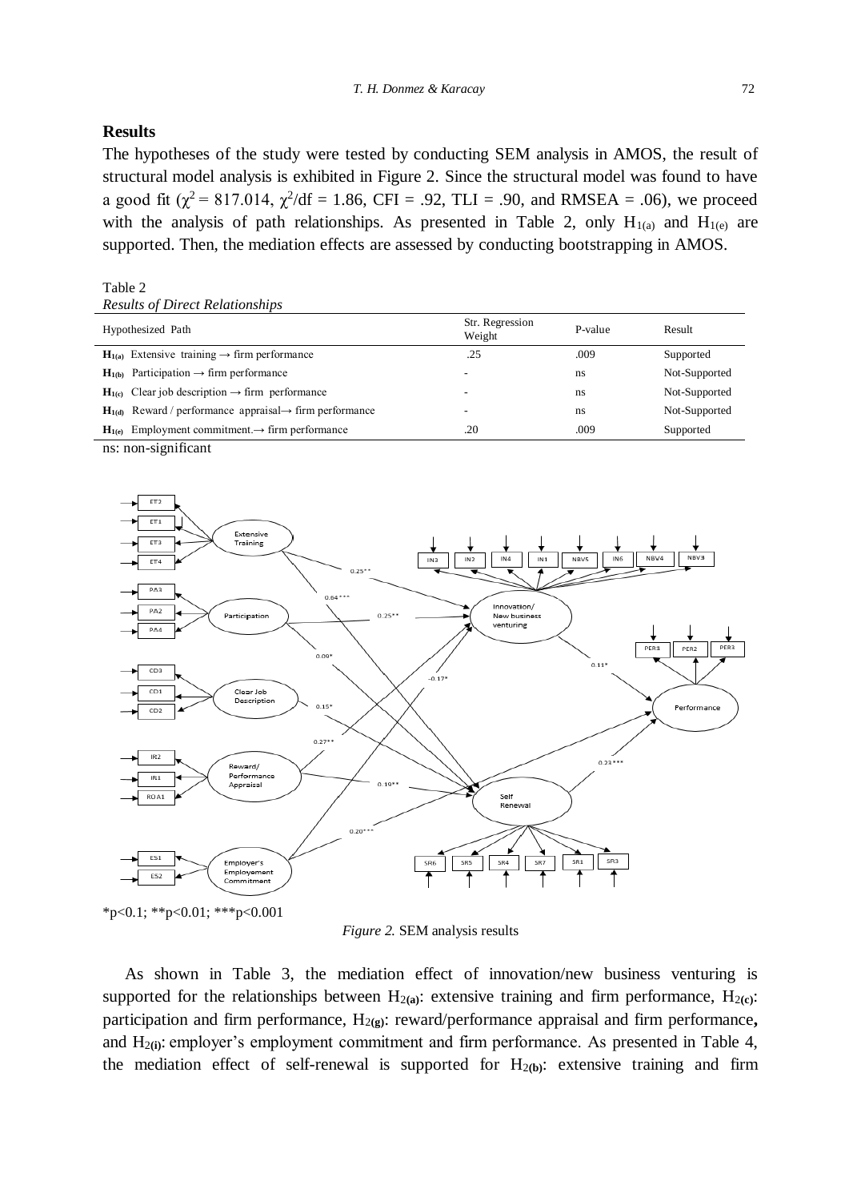## Results

The hypotheses of the study were tested by conducting SEM analysis in AMOS, the result of structural model analysis is exhibited in Figure 2. Since the structural model was found to have a good fit ($\chi^2 = 817.014$, $\chi^2/df = 1.86$, CFI = .92, TLI = .90, and RMSEA = .06), we proceed with the analysis of path relationships. As presented in Table 2, only $H_{1(a)}$ and $H_{1(e)}$ are supported. Then, the mediation effects are assessed by conducting bootstrapping in AMOS.

Table 2
*Results of Direct Relationships*

| Hypothesized Path | Str. Regression Weight | P-value | Result |
|---|---|---|---|
| $H_{1(a)}$ Extensive training → firm performance | .25 | .009 | Supported |
| $H_{1(b)}$ Participation → firm performance | - | ns | Not-Supported |
| $H_{1(c)}$ Clear job description → firm performance | - | ns | Not-Supported |
| $H_{1(d)}$ Reward / performance appraisal→ firm performance | - | ns | Not-Supported |
| $H_{1(e)}$ Employment commitment.→ firm performance | .20 | .009 | Supported |

ns: non-significant

*p<0.1; **p<0.01; ***p<0.001

*Figure 2.* SEM analysis results

As shown in Table 3, the mediation effect of innovation/new business venturing is supported for the relationships between $H_{2(a)}$: extensive training and firm performance, $H_{2(c)}$: participation and firm performance, $H_{2(g)}$: reward/performance appraisal and firm performance, and $H_{2(i)}$: employer's employment commitment and firm performance. As presented in Table 4, the mediation effect of self-renewal is supported for $H_{2(b)}$: extensive training and firm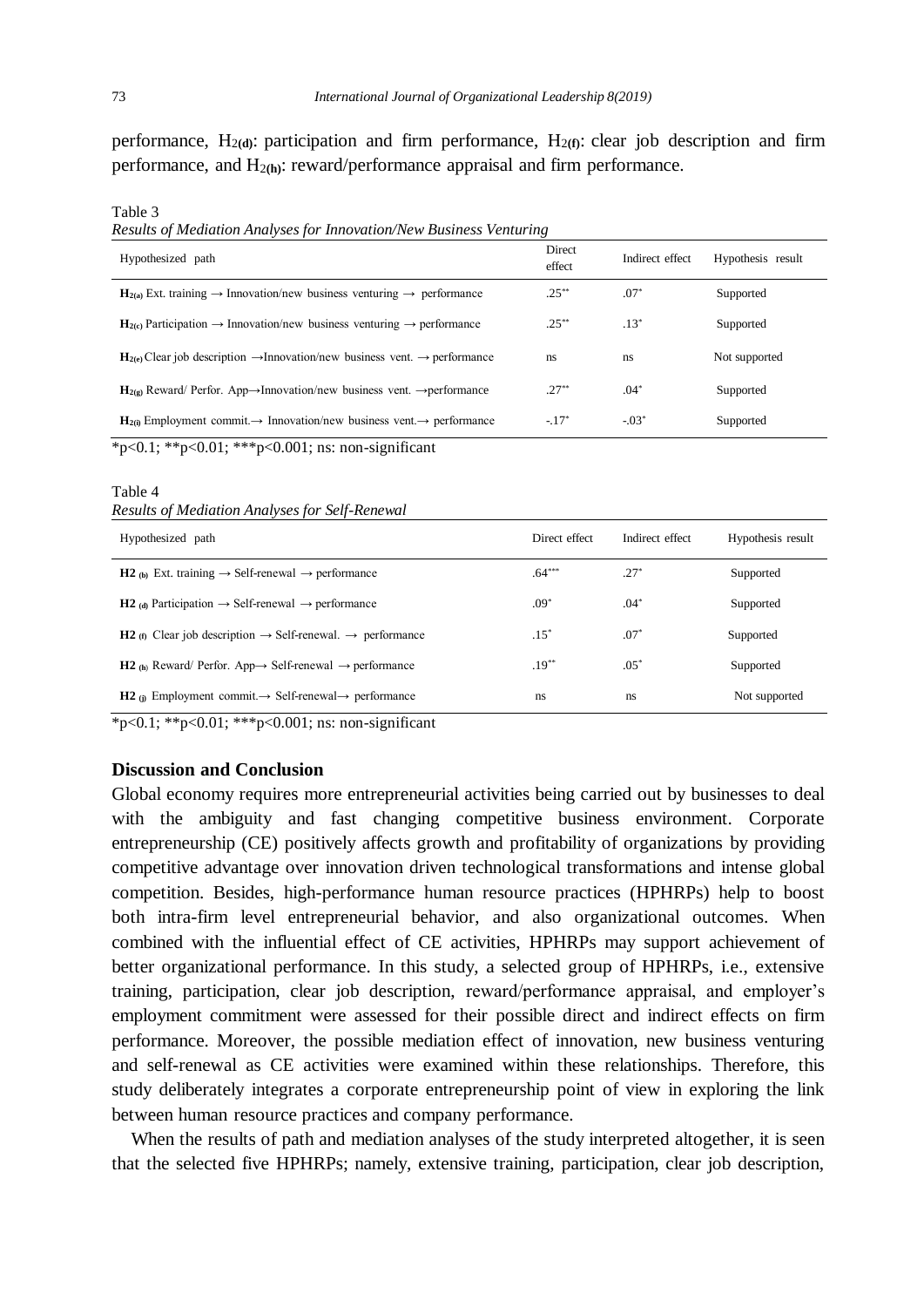performance, $H_{2(d)}$: participation and firm performance, $H_{2(f)}$: clear job description and firm performance, and $H_{2(h)}$: reward/performance appraisal and firm performance.

Table 3

*Results of Mediation Analyses for Innovation/New Business Venturing*

| Hypothesized path | Direct effect | Indirect effect | Hypothesis result |
|---|---|---|---|
| **$H_{2(a)}$** Ext. training → Innovation/new business venturing → performance | $.25^{**}$ | $.07^{*}$ | Supported |
| **$H_{2(c)}$** Participation → Innovation/new business venturing → performance | $.25^{**}$ | $.13^{*}$ | Supported |
| **$H_{2(e)}$** Clear job description →Innovation/new business vent. → performance | ns | ns | Not supported |
| **$H_{2(g)}$** Reward/ Perfor. App→Innovation/new business vent. →performance | $.27^{**}$ | $.04^{*}$ | Supported |
| **$H_{2(i)}$** Employment commit.→ Innovation/new business vent.→ performance | $-.17^{*}$ | $-.03^{*}$ | Supported |

*p<0.1; **p<0.01; ***p<0.001; ns: non-significant

Table 4

*Results of Mediation Analyses for Self-Renewal*

| Hypothesized path | Direct effect | Indirect effect | Hypothesis result |
|---|---|---|---|
| **$H2_{(b)}$** Ext. training → Self-renewal → performance | $.64^{***}$ | $.27^{*}$ | Supported |
| **$H2_{(d)}$** Participation → Self-renewal → performance | $.09^{*}$ | $.04^{*}$ | Supported |
| **$H2_{(f)}$** Clear job description → Self-renewal. → performance | $.15^{*}$ | $.07^{*}$ | Supported |
| **$H2_{(h)}$** Reward/ Perfor. App→ Self-renewal → performance | $.19^{**}$ | $.05^{*}$ | Supported |
| **$H2_{(j)}$** Employment commit.→ Self-renewal→ performance | ns | ns | Not supported |

*p<0.1; **p<0.01; ***p<0.001; ns: non-significant

## Discussion and Conclusion

Global economy requires more entrepreneurial activities being carried out by businesses to deal with the ambiguity and fast changing competitive business environment. Corporate entrepreneurship (CE) positively affects growth and profitability of organizations by providing competitive advantage over innovation driven technological transformations and intense global competition. Besides, high-performance human resource practices (HPHRPs) help to boost both intra-firm level entrepreneurial behavior, and also organizational outcomes. When combined with the influential effect of CE activities, HPHRPs may support achievement of better organizational performance. In this study, a selected group of HPHRPs, i.e., extensive training, participation, clear job description, reward/performance appraisal, and employer's employment commitment were assessed for their possible direct and indirect effects on firm performance. Moreover, the possible mediation effect of innovation, new business venturing and self-renewal as CE activities were examined within these relationships. Therefore, this study deliberately integrates a corporate entrepreneurship point of view in exploring the link between human resource practices and company performance.

When the results of path and mediation analyses of the study interpreted altogether, it is seen that the selected five HPHRPs; namely, extensive training, participation, clear job description,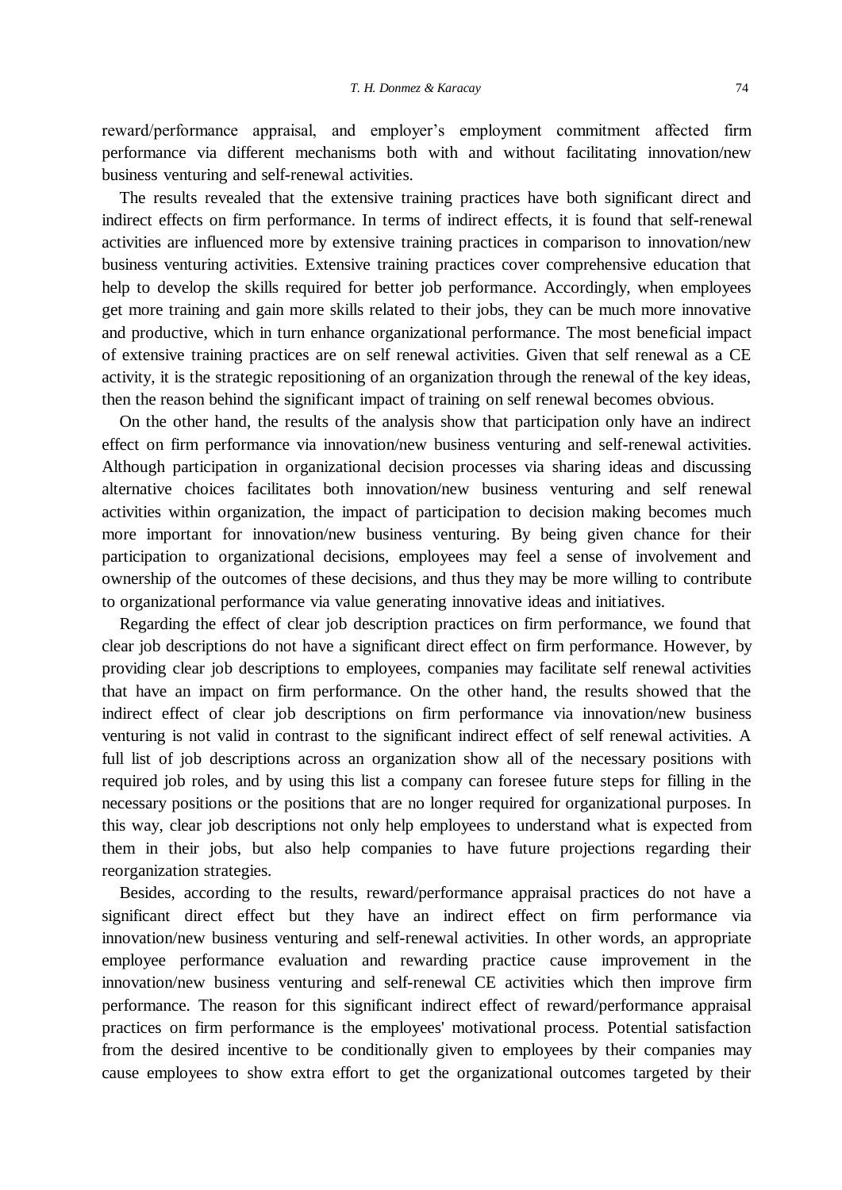reward/performance appraisal, and employer's employment commitment affected firm performance via different mechanisms both with and without facilitating innovation/new business venturing and self-renewal activities.

The results revealed that the extensive training practices have both significant direct and indirect effects on firm performance. In terms of indirect effects, it is found that self-renewal activities are influenced more by extensive training practices in comparison to innovation/new business venturing activities. Extensive training practices cover comprehensive education that help to develop the skills required for better job performance. Accordingly, when employees get more training and gain more skills related to their jobs, they can be much more innovative and productive, which in turn enhance organizational performance. The most beneficial impact of extensive training practices are on self renewal activities. Given that self renewal as a CE activity, it is the strategic repositioning of an organization through the renewal of the key ideas, then the reason behind the significant impact of training on self renewal becomes obvious.

On the other hand, the results of the analysis show that participation only have an indirect effect on firm performance via innovation/new business venturing and self-renewal activities. Although participation in organizational decision processes via sharing ideas and discussing alternative choices facilitates both innovation/new business venturing and self renewal activities within organization, the impact of participation to decision making becomes much more important for innovation/new business venturing. By being given chance for their participation to organizational decisions, employees may feel a sense of involvement and ownership of the outcomes of these decisions, and thus they may be more willing to contribute to organizational performance via value generating innovative ideas and initiatives.

Regarding the effect of clear job description practices on firm performance, we found that clear job descriptions do not have a significant direct effect on firm performance. However, by providing clear job descriptions to employees, companies may facilitate self renewal activities that have an impact on firm performance. On the other hand, the results showed that the indirect effect of clear job descriptions on firm performance via innovation/new business venturing is not valid in contrast to the significant indirect effect of self renewal activities. A full list of job descriptions across an organization show all of the necessary positions with required job roles, and by using this list a company can foresee future steps for filling in the necessary positions or the positions that are no longer required for organizational purposes. In this way, clear job descriptions not only help employees to understand what is expected from them in their jobs, but also help companies to have future projections regarding their reorganization strategies.

Besides, according to the results, reward/performance appraisal practices do not have a significant direct effect but they have an indirect effect on firm performance via innovation/new business venturing and self-renewal activities. In other words, an appropriate employee performance evaluation and rewarding practice cause improvement in the innovation/new business venturing and self-renewal CE activities which then improve firm performance. The reason for this significant indirect effect of reward/performance appraisal practices on firm performance is the employees' motivational process. Potential satisfaction from the desired incentive to be conditionally given to employees by their companies may cause employees to show extra effort to get the organizational outcomes targeted by their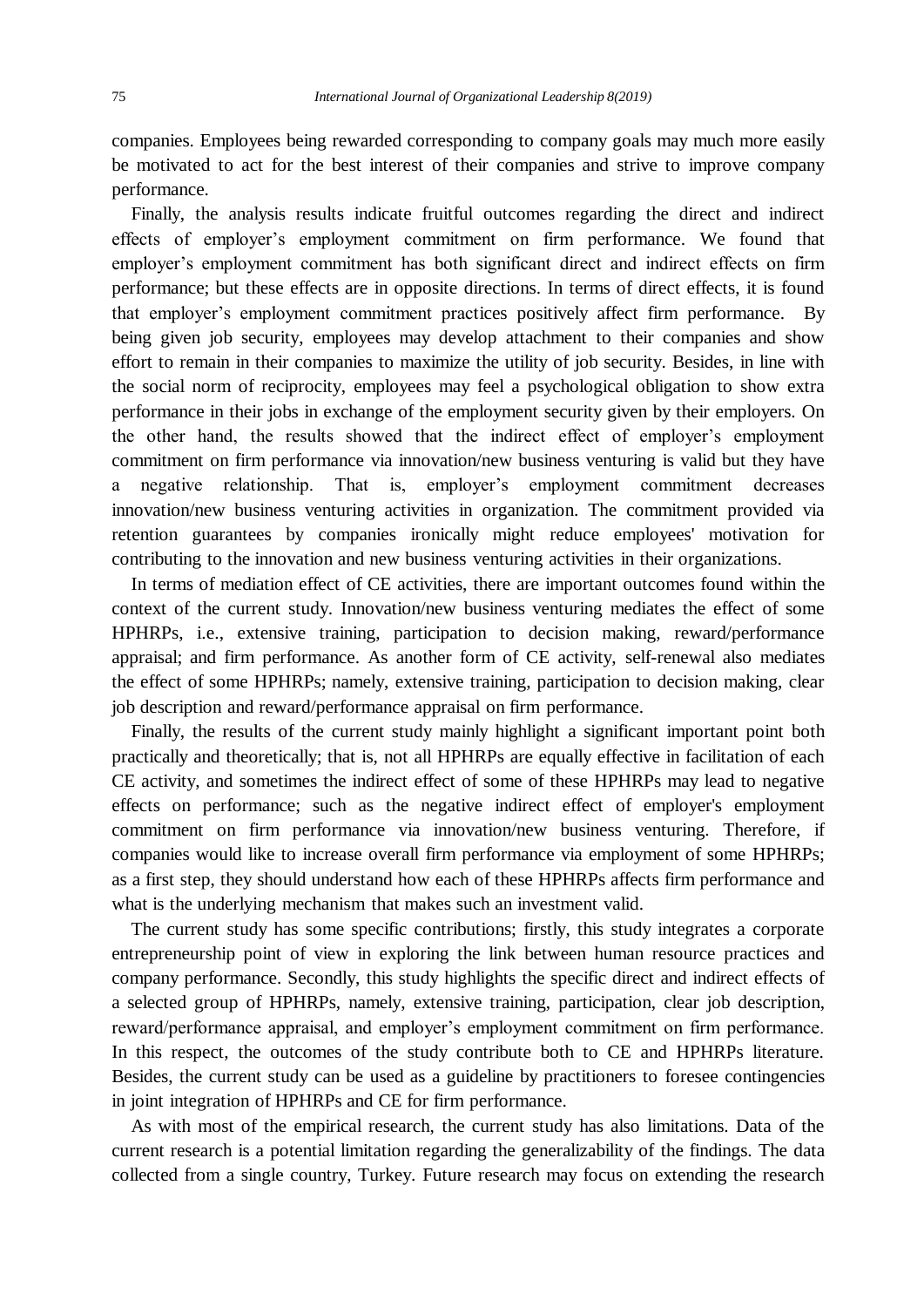companies. Employees being rewarded corresponding to company goals may much more easily be motivated to act for the best interest of their companies and strive to improve company performance.

Finally, the analysis results indicate fruitful outcomes regarding the direct and indirect effects of employer's employment commitment on firm performance. We found that employer's employment commitment has both significant direct and indirect effects on firm performance; but these effects are in opposite directions. In terms of direct effects, it is found that employer's employment commitment practices positively affect firm performance. By being given job security, employees may develop attachment to their companies and show effort to remain in their companies to maximize the utility of job security. Besides, in line with the social norm of reciprocity, employees may feel a psychological obligation to show extra performance in their jobs in exchange of the employment security given by their employers. On the other hand, the results showed that the indirect effect of employer's employment commitment on firm performance via innovation/new business venturing is valid but they have a negative relationship. That is, employer's employment commitment decreases innovation/new business venturing activities in organization. The commitment provided via retention guarantees by companies ironically might reduce employees' motivation for contributing to the innovation and new business venturing activities in their organizations.

In terms of mediation effect of CE activities, there are important outcomes found within the context of the current study. Innovation/new business venturing mediates the effect of some HPHRPs, i.e., extensive training, participation to decision making, reward/performance appraisal; and firm performance. As another form of CE activity, self-renewal also mediates the effect of some HPHRPs; namely, extensive training, participation to decision making, clear job description and reward/performance appraisal on firm performance.

Finally, the results of the current study mainly highlight a significant important point both practically and theoretically; that is, not all HPHRPs are equally effective in facilitation of each CE activity, and sometimes the indirect effect of some of these HPHRPs may lead to negative effects on performance; such as the negative indirect effect of employer's employment commitment on firm performance via innovation/new business venturing. Therefore, if companies would like to increase overall firm performance via employment of some HPHRPs; as a first step, they should understand how each of these HPHRPs affects firm performance and what is the underlying mechanism that makes such an investment valid.

The current study has some specific contributions; firstly, this study integrates a corporate entrepreneurship point of view in exploring the link between human resource practices and company performance. Secondly, this study highlights the specific direct and indirect effects of a selected group of HPHRPs, namely, extensive training, participation, clear job description, reward/performance appraisal, and employer's employment commitment on firm performance. In this respect, the outcomes of the study contribute both to CE and HPHRPs literature. Besides, the current study can be used as a guideline by practitioners to foresee contingencies in joint integration of HPHRPs and CE for firm performance.

As with most of the empirical research, the current study has also limitations. Data of the current research is a potential limitation regarding the generalizability of the findings. The data collected from a single country, Turkey. Future research may focus on extending the research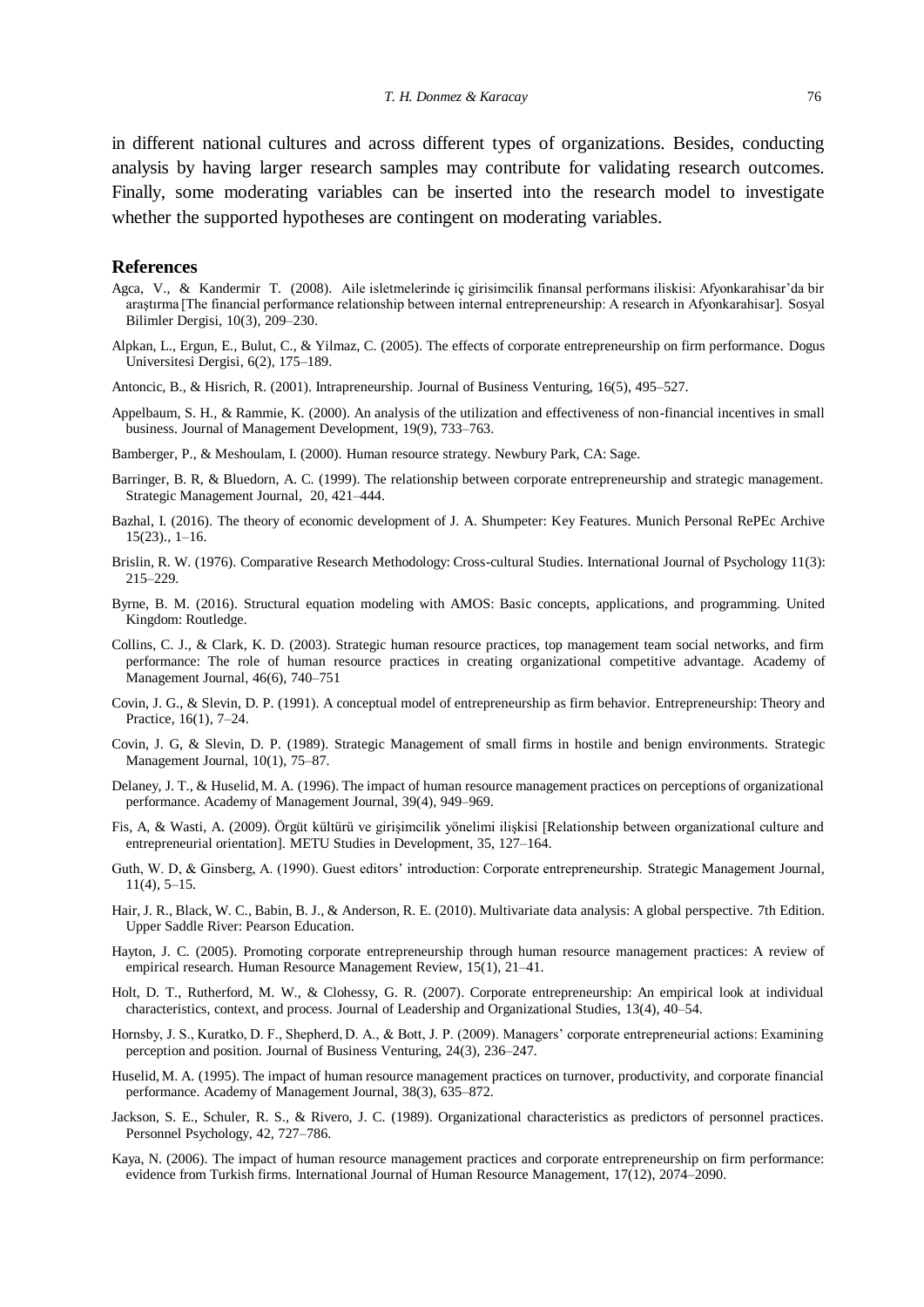in different national cultures and across different types of organizations. Besides, conducting analysis by having larger research samples may contribute for validating research outcomes. Finally, some moderating variables can be inserted into the research model to investigate whether the supported hypotheses are contingent on moderating variables.

## References

Agca, V., & Kandermir T. (2008). Aile isletmelerinde iç girisimcilik finansal performans iliskisi: Afyonkarahisar'da bir araştırma [The financial performance relationship between internal entrepreneurship: A research in Afyonkarahisar]. Sosyal Bilimler Dergisi, 10(3), 209–230.

Alpkan, L., Ergun, E., Bulut, C., & Yilmaz, C. (2005). The effects of corporate entrepreneurship on firm performance. Dogus Universitesi Dergisi, 6(2), 175–189.

Antoncic, B., & Hisrich, R. (2001). Intrapreneurship. Journal of Business Venturing, 16(5), 495–527.

Appelbaum, S. H., & Rammie, K. (2000). An analysis of the utilization and effectiveness of non-financial incentives in small business. Journal of Management Development, 19(9), 733–763.

Bamberger, P., & Meshoulam, I. (2000). Human resource strategy. Newbury Park, CA: Sage.

Barringer, B. R, & Bluedorn, A. C. (1999). The relationship between corporate entrepreneurship and strategic management. Strategic Management Journal, 20, 421–444.

Bazhal, I. (2016). The theory of economic development of J. A. Shumpeter: Key Features. Munich Personal RePEc Archive 15(23)., 1–16.

Brislin, R. W. (1976). Comparative Research Methodology: Cross-cultural Studies. International Journal of Psychology 11(3): 215–229.

Byrne, B. M. (2016). Structural equation modeling with AMOS: Basic concepts, applications, and programming. United Kingdom: Routledge.

Collins, C. J., & Clark, K. D. (2003). Strategic human resource practices, top management team social networks, and firm performance: The role of human resource practices in creating organizational competitive advantage. Academy of Management Journal, 46(6), 740–751

Covin, J. G., & Slevin, D. P. (1991). A conceptual model of entrepreneurship as firm behavior. Entrepreneurship: Theory and Practice, 16(1), 7–24.

Covin, J. G, & Slevin, D. P. (1989). Strategic Management of small firms in hostile and benign environments. Strategic Management Journal, 10(1), 75–87.

Delaney, J. T., & Huselid, M. A. (1996). The impact of human resource management practices on perceptions of organizational performance. Academy of Management Journal, 39(4), 949–969.

Fis, A, & Wasti, A. (2009). Örgüt kültürü ve girişimcilik yönelimi ilişkisi [Relationship between organizational culture and entrepreneurial orientation]. METU Studies in Development, 35, 127–164.

Guth, W. D, & Ginsberg, A. (1990). Guest editors' introduction: Corporate entrepreneurship. Strategic Management Journal, 11(4), 5–15.

Hair, J. R., Black, W. C., Babin, B. J., & Anderson, R. E. (2010). Multivariate data analysis: A global perspective. 7th Edition. Upper Saddle River: Pearson Education.

Hayton, J. C. (2005). Promoting corporate entrepreneurship through human resource management practices: A review of empirical research. Human Resource Management Review, 15(1), 21–41.

Holt, D. T., Rutherford, M. W., & Clohessy, G. R. (2007). Corporate entrepreneurship: An empirical look at individual characteristics, context, and process. Journal of Leadership and Organizational Studies, 13(4), 40–54.

Hornsby, J. S., Kuratko, D. F., Shepherd, D. A., & Bott, J. P. (2009). Managers' corporate entrepreneurial actions: Examining perception and position. Journal of Business Venturing, 24(3), 236–247.

Huselid, M. A. (1995). The impact of human resource management practices on turnover, productivity, and corporate financial performance. Academy of Management Journal, 38(3), 635–872.

Jackson, S. E., Schuler, R. S., & Rivero, J. C. (1989). Organizational characteristics as predictors of personnel practices. Personnel Psychology, 42, 727–786.

Kaya, N. (2006). The impact of human resource management practices and corporate entrepreneurship on firm performance: evidence from Turkish firms. International Journal of Human Resource Management, 17(12), 2074–2090.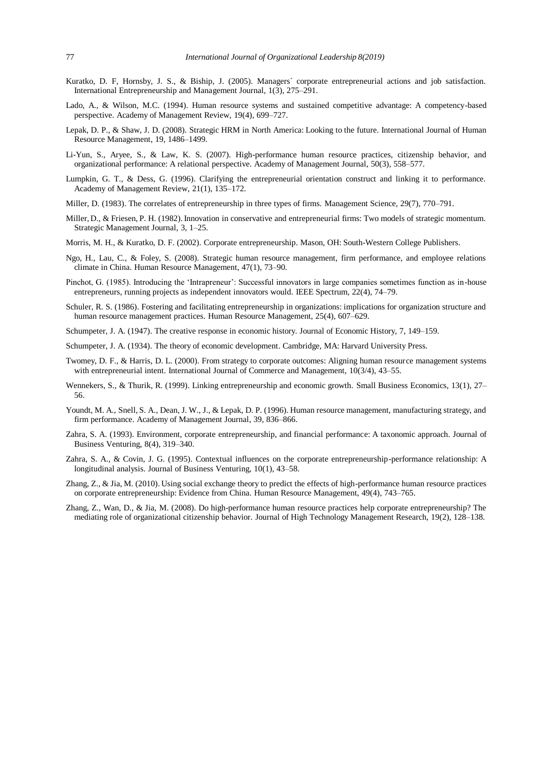Kuratko, D. F, Hornsby, J. S., & Biship, J. (2005). Managers´ corporate entrepreneurial actions and job satisfaction. International Entrepreneurship and Management Journal, 1(3), 275–291.

Lado, A., & Wilson, M.C. (1994). Human resource systems and sustained competitive advantage: A competency-based perspective. Academy of Management Review, 19(4), 699–727.

Lepak, D. P., & Shaw, J. D. (2008). Strategic HRM in North America: Looking to the future. International Journal of Human Resource Management, 19, 1486–1499.

Li-Yun, S., Aryee, S., & Law, K. S. (2007). High-performance human resource practices, citizenship behavior, and organizational performance: A relational perspective. Academy of Management Journal, 50(3), 558–577.

Lumpkin, G. T., & Dess, G. (1996). Clarifying the entrepreneurial orientation construct and linking it to performance. Academy of Management Review, 21(1), 135–172.

Miller, D. (1983). The correlates of entrepreneurship in three types of firms. Management Science, 29(7), 770–791.

Miller, D., & Friesen, P. H. (1982). Innovation in conservative and entrepreneurial firms: Two models of strategic momentum. Strategic Management Journal, 3, 1–25.

Morris, M. H., & Kuratko, D. F. (2002). Corporate entrepreneurship. Mason, OH: South-Western College Publishers.

Ngo, H., Lau, C., & Foley, S. (2008). Strategic human resource management, firm performance, and employee relations climate in China. Human Resource Management, 47(1), 73–90.

Pinchot, G. (1985). Introducing the 'Intrapreneur': Successful innovators in large companies sometimes function as in-house entrepreneurs, running projects as independent innovators would. IEEE Spectrum, 22(4), 74–79.

Schuler, R. S. (1986). Fostering and facilitating entrepreneurship in organizations: implications for organization structure and human resource management practices. Human Resource Management, 25(4), 607–629.

Schumpeter, J. A. (1947). The creative response in economic history. Journal of Economic History, 7, 149–159.

Schumpeter, J. A. (1934). The theory of economic development. Cambridge, MA: Harvard University Press.

Twomey, D. F., & Harris, D. L. (2000). From strategy to corporate outcomes: Aligning human resource management systems with entrepreneurial intent. International Journal of Commerce and Management, 10(3/4), 43–55.

Wennekers, S., & Thurik, R. (1999). Linking entrepreneurship and economic growth. Small Business Economics, 13(1), 27–56.

Youndt, M. A., Snell, S. A., Dean, J. W., J., & Lepak, D. P. (1996). Human resource management, manufacturing strategy, and firm performance. Academy of Management Journal, 39, 836–866.

Zahra, S. A. (1993). Environment, corporate entrepreneurship, and financial performance: A taxonomic approach. Journal of Business Venturing, 8(4), 319–340.

Zahra, S. A., & Covin, J. G. (1995). Contextual influences on the corporate entrepreneurship-performance relationship: A longitudinal analysis. Journal of Business Venturing, 10(1), 43–58.

Zhang, Z., & Jia, M. (2010). Using social exchange theory to predict the effects of high-performance human resource practices on corporate entrepreneurship: Evidence from China. Human Resource Management, 49(4), 743–765.

Zhang, Z., Wan, D., & Jia, M. (2008). Do high-performance human resource practices help corporate entrepreneurship? The mediating role of organizational citizenship behavior. Journal of High Technology Management Research, 19(2), 128–138.